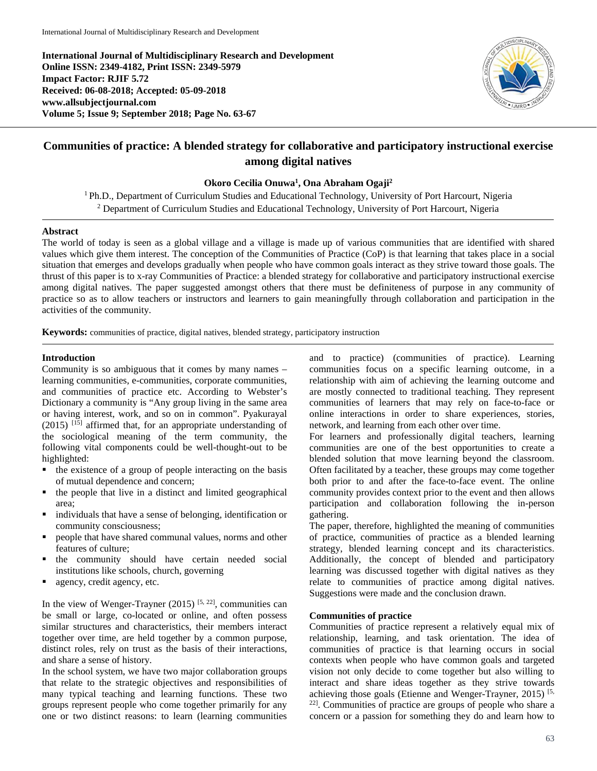**International Journal of Multidisciplinary Research and Development**
**Online ISSN: 2349-4182, Print ISSN: 2349-5979**
**Impact Factor: RJIF 5.72**
**Received: 06-08-2018; Accepted: 05-09-2018**
**www.allsubjectjournal.com**
**Volume 5; Issue 9; September 2018; Page No. 63-67**

# Communities of practice: A blended strategy for collaborative and participatory instructional exercise among digital natives

**Okoro Cecilia Onuwa[1], Ona Abraham Ogaji[2]**

[1] Ph.D., Department of Curriculum Studies and Educational Technology, University of Port Harcourt, Nigeria
[2] Department of Curriculum Studies and Educational Technology, University of Port Harcourt, Nigeria

## Abstract

The world of today is seen as a global village and a village is made up of various communities that are identified with shared values which give them interest. The conception of the Communities of Practice (CoP) is that learning that takes place in a social situation that emerges and develops gradually when people who have common goals interact as they strive toward those goals. The thrust of this paper is to x-ray Communities of Practice: a blended strategy for collaborative and participatory instructional exercise among digital natives. The paper suggested amongst others that there must be definiteness of purpose in any community of practice so as to allow teachers or instructors and learners to gain meaningfully through collaboration and participation in the activities of the community.

**Keywords:** communities of practice, digital natives, blended strategy, participatory instruction

## Introduction

Community is so ambiguous that it comes by many names – learning communities, e-communities, corporate communities, and communities of practice etc. According to Webster's Dictionary a community is "Any group living in the same area or having interest, work, and so on in common". Pyakurayal (2015) [15] affirmed that, for an appropriate understanding of the sociological meaning of the term community, the following vital components could be well-thought-out to be highlighted:

- the existence of a group of people interacting on the basis of mutual dependence and concern;
- the people that live in a distinct and limited geographical area;
- individuals that have a sense of belonging, identification or community consciousness;
- people that have shared communal values, norms and other features of culture;
- the community should have certain needed social institutions like schools, church, governing
- agency, credit agency, etc.

In the view of Wenger-Trayner (2015) [5, 22], communities can be small or large, co-located or online, and often possess similar structures and characteristics, their members interact together over time, are held together by a common purpose, distinct roles, rely on trust as the basis of their interactions, and share a sense of history.

In the school system, we have two major collaboration groups that relate to the strategic objectives and responsibilities of many typical teaching and learning functions. These two groups represent people who come together primarily for any one or two distinct reasons: to learn (learning communities and to practice) (communities of practice). Learning communities focus on a specific learning outcome, in a relationship with aim of achieving the learning outcome and are mostly connected to traditional teaching. They represent communities of learners that may rely on face-to-face or online interactions in order to share experiences, stories, network, and learning from each other over time.

For learners and professionally digital teachers, learning communities are one of the best opportunities to create a blended solution that move learning beyond the classroom. Often facilitated by a teacher, these groups may come together both prior to and after the face-to-face event. The online community provides context prior to the event and then allows participation and collaboration following the in-person gathering.

The paper, therefore, highlighted the meaning of communities of practice, communities of practice as a blended learning strategy, blended learning concept and its characteristics. Additionally, the concept of blended and participatory learning was discussed together with digital natives as they relate to communities of practice among digital natives. Suggestions were made and the conclusion drawn.

### Communities of practice

Communities of practice represent a relatively equal mix of relationship, learning, and task orientation. The idea of communities of practice is that learning occurs in social contexts when people who have common goals and targeted vision not only decide to come together but also willing to interact and share ideas together as they strive towards achieving those goals (Etienne and Wenger-Trayner, 2015) [5, 22]. Communities of practice are groups of people who share a concern or a passion for something they do and learn how to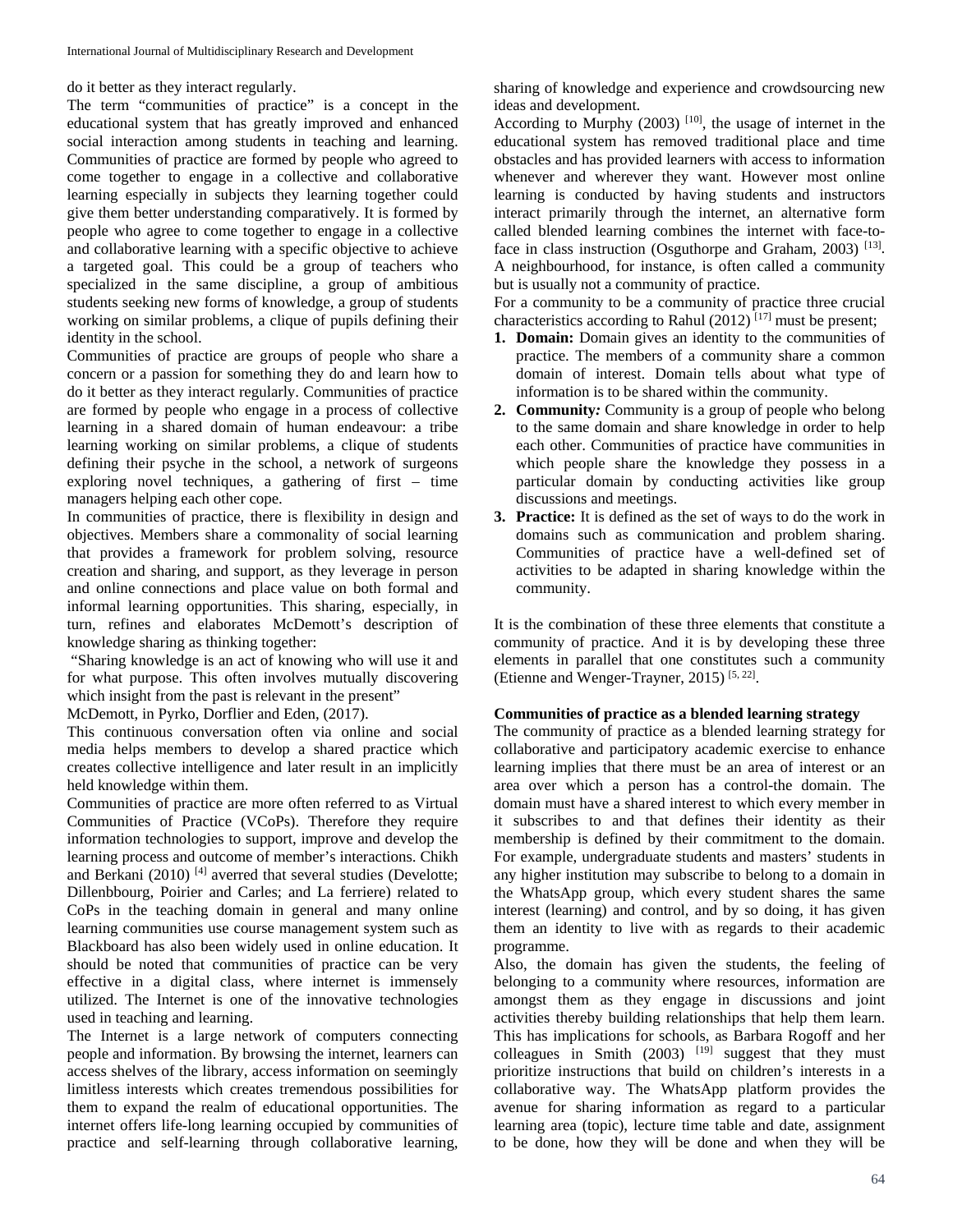do it better as they interact regularly.

The term "communities of practice" is a concept in the educational system that has greatly improved and enhanced social interaction among students in teaching and learning. Communities of practice are formed by people who agreed to come together to engage in a collective and collaborative learning especially in subjects they learning together could give them better understanding comparatively. It is formed by people who agree to come together to engage in a collective and collaborative learning with a specific objective to achieve a targeted goal. This could be a group of teachers who specialized in the same discipline, a group of ambitious students seeking new forms of knowledge, a group of students working on similar problems, a clique of pupils defining their identity in the school.

Communities of practice are groups of people who share a concern or a passion for something they do and learn how to do it better as they interact regularly. Communities of practice are formed by people who engage in a process of collective learning in a shared domain of human endeavour: a tribe learning working on similar problems, a clique of students defining their psyche in the school, a network of surgeons exploring novel techniques, a gathering of first – time managers helping each other cope.

In communities of practice, there is flexibility in design and objectives. Members share a commonality of social learning that provides a framework for problem solving, resource creation and sharing, and support, as they leverage in person and online connections and place value on both formal and informal learning opportunities. This sharing, especially, in turn, refines and elaborates McDemott's description of knowledge sharing as thinking together:

"Sharing knowledge is an act of knowing who will use it and for what purpose. This often involves mutually discovering which insight from the past is relevant in the present"

McDemott, in Pyrko, Dorflier and Eden, (2017).

This continuous conversation often via online and social media helps members to develop a shared practice which creates collective intelligence and later result in an implicitly held knowledge within them.

Communities of practice are more often referred to as Virtual Communities of Practice (VCoPs). Therefore they require information technologies to support, improve and develop the learning process and outcome of member's interactions. Chikh and Berkani (2010) [4] averred that several studies (Develotte; Dillenbbourg, Poirier and Carles; and La ferriere) related to CoPs in the teaching domain in general and many online learning communities use course management system such as Blackboard has also been widely used in online education. It should be noted that communities of practice can be very effective in a digital class, where internet is immensely utilized. The Internet is one of the innovative technologies used in teaching and learning.

The Internet is a large network of computers connecting people and information. By browsing the internet, learners can access shelves of the library, access information on seemingly limitless interests which creates tremendous possibilities for them to expand the realm of educational opportunities. The internet offers life-long learning occupied by communities of practice and self-learning through collaborative learning, sharing of knowledge and experience and crowdsourcing new ideas and development.

According to Murphy (2003) [10], the usage of internet in the educational system has removed traditional place and time obstacles and has provided learners with access to information whenever and wherever they want. However most online learning is conducted by having students and instructors interact primarily through the internet, an alternative form called blended learning combines the internet with face-to-face in class instruction (Osguthorpe and Graham, 2003) [13]. A neighbourhood, for instance, is often called a community but is usually not a community of practice.

For a community to be a community of practice three crucial characteristics according to Rahul (2012) [17] must be present;

1. **Domain:** Domain gives an identity to the communities of practice. The members of a community share a common domain of interest. Domain tells about what type of information is to be shared within the community.
2. **Community*:*** Community is a group of people who belong to the same domain and share knowledge in order to help each other. Communities of practice have communities in which people share the knowledge they possess in a particular domain by conducting activities like group discussions and meetings.
3. **Practice:** It is defined as the set of ways to do the work in domains such as communication and problem sharing. Communities of practice have a well-defined set of activities to be adapted in sharing knowledge within the community.

It is the combination of these three elements that constitute a community of practice. And it is by developing these three elements in parallel that one constitutes such a community (Etienne and Wenger-Trayner, 2015) [5, 22].

**Communities of practice as a blended learning strategy**

The community of practice as a blended learning strategy for collaborative and participatory academic exercise to enhance learning implies that there must be an area of interest or an area over which a person has a control-the domain. The domain must have a shared interest to which every member in it subscribes to and that defines their identity as their membership is defined by their commitment to the domain. For example, undergraduate students and masters' students in any higher institution may subscribe to belong to a domain in the WhatsApp group, which every student shares the same interest (learning) and control, and by so doing, it has given them an identity to live with as regards to their academic programme.

Also, the domain has given the students, the feeling of belonging to a community where resources, information are amongst them as they engage in discussions and joint activities thereby building relationships that help them learn. This has implications for schools, as Barbara Rogoff and her colleagues in Smith (2003) [19] suggest that they must prioritize instructions that build on children's interests in a collaborative way. The WhatsApp platform provides the avenue for sharing information as regard to a particular learning area (topic), lecture time table and date, assignment to be done, how they will be done and when they will be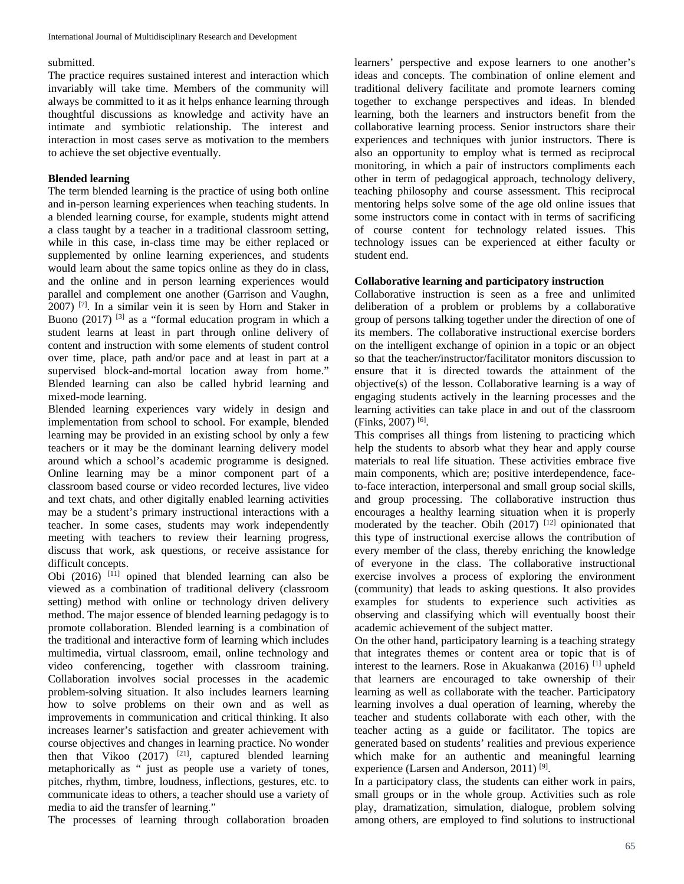submitted.

The practice requires sustained interest and interaction which invariably will take time. Members of the community will always be committed to it as it helps enhance learning through thoughtful discussions as knowledge and activity have an intimate and symbiotic relationship. The interest and interaction in most cases serve as motivation to the members to achieve the set objective eventually.

**Blended learning**

The term blended learning is the practice of using both online and in-person learning experiences when teaching students. In a blended learning course, for example, students might attend a class taught by a teacher in a traditional classroom setting, while in this case, in-class time may be either replaced or supplemented by online learning experiences, and students would learn about the same topics online as they do in class, and the online and in person learning experiences would parallel and complement one another (Garrison and Vaughn, 2007) [7]. In a similar vein it is seen by Horn and Staker in Buono (2017) [3] as a "formal education program in which a student learns at least in part through online delivery of content and instruction with some elements of student control over time, place, path and/or pace and at least in part at a supervised block-and-mortal location away from home." Blended learning can also be called hybrid learning and mixed-mode learning.

Blended learning experiences vary widely in design and implementation from school to school. For example, blended learning may be provided in an existing school by only a few teachers or it may be the dominant learning delivery model around which a school's academic programme is designed. Online learning may be a minor component part of a classroom based course or video recorded lectures, live video and text chats, and other digitally enabled learning activities may be a student's primary instructional interactions with a teacher. In some cases, students may work independently meeting with teachers to review their learning progress, discuss that work, ask questions, or receive assistance for difficult concepts.

Obi (2016) [11] opined that blended learning can also be viewed as a combination of traditional delivery (classroom setting) method with online or technology driven delivery method. The major essence of blended learning pedagogy is to promote collaboration. Blended learning is a combination of the traditional and interactive form of learning which includes multimedia, virtual classroom, email, online technology and video conferencing, together with classroom training. Collaboration involves social processes in the academic problem-solving situation. It also includes learners learning how to solve problems on their own and as well as improvements in communication and critical thinking. It also increases learner's satisfaction and greater achievement with course objectives and changes in learning practice. No wonder then that Vikoo (2017) [21], captured blended learning metaphorically as " just as people use a variety of tones, pitches, rhythm, timbre, loudness, inflections, gestures, etc. to communicate ideas to others, a teacher should use a variety of media to aid the transfer of learning."

The processes of learning through collaboration broaden learners' perspective and expose learners to one another's ideas and concepts. The combination of online element and traditional delivery facilitate and promote learners coming together to exchange perspectives and ideas. In blended learning, both the learners and instructors benefit from the collaborative learning process. Senior instructors share their experiences and techniques with junior instructors. There is also an opportunity to employ what is termed as reciprocal monitoring, in which a pair of instructors compliments each other in term of pedagogical approach, technology delivery, teaching philosophy and course assessment. This reciprocal mentoring helps solve some of the age old online issues that some instructors come in contact with in terms of sacrificing of course content for technology related issues. This technology issues can be experienced at either faculty or student end.

**Collaborative learning and participatory instruction**

Collaborative instruction is seen as a free and unlimited deliberation of a problem or problems by a collaborative group of persons talking together under the direction of one of its members. The collaborative instructional exercise borders on the intelligent exchange of opinion in a topic or an object so that the teacher/instructor/facilitator monitors discussion to ensure that it is directed towards the attainment of the objective(s) of the lesson. Collaborative learning is a way of engaging students actively in the learning processes and the learning activities can take place in and out of the classroom (Finks, 2007) [6].

This comprises all things from listening to practicing which help the students to absorb what they hear and apply course materials to real life situation. These activities embrace five main components, which are; positive interdependence, face-to-face interaction, interpersonal and small group social skills, and group processing. The collaborative instruction thus encourages a healthy learning situation when it is properly moderated by the teacher. Obih (2017) [12] opinionated that this type of instructional exercise allows the contribution of every member of the class, thereby enriching the knowledge of everyone in the class. The collaborative instructional exercise involves a process of exploring the environment (community) that leads to asking questions. It also provides examples for students to experience such activities as observing and classifying which will eventually boost their academic achievement of the subject matter.

On the other hand, participatory learning is a teaching strategy that integrates themes or content area or topic that is of interest to the learners. Rose in Akuakanwa (2016) [1] upheld that learners are encouraged to take ownership of their learning as well as collaborate with the teacher. Participatory learning involves a dual operation of learning, whereby the teacher and students collaborate with each other, with the teacher acting as a guide or facilitator. The topics are generated based on students' realities and previous experience which make for an authentic and meaningful learning experience (Larsen and Anderson, 2011) [9].

In a participatory class, the students can either work in pairs, small groups or in the whole group. Activities such as role play, dramatization, simulation, dialogue, problem solving among others, are employed to find solutions to instructional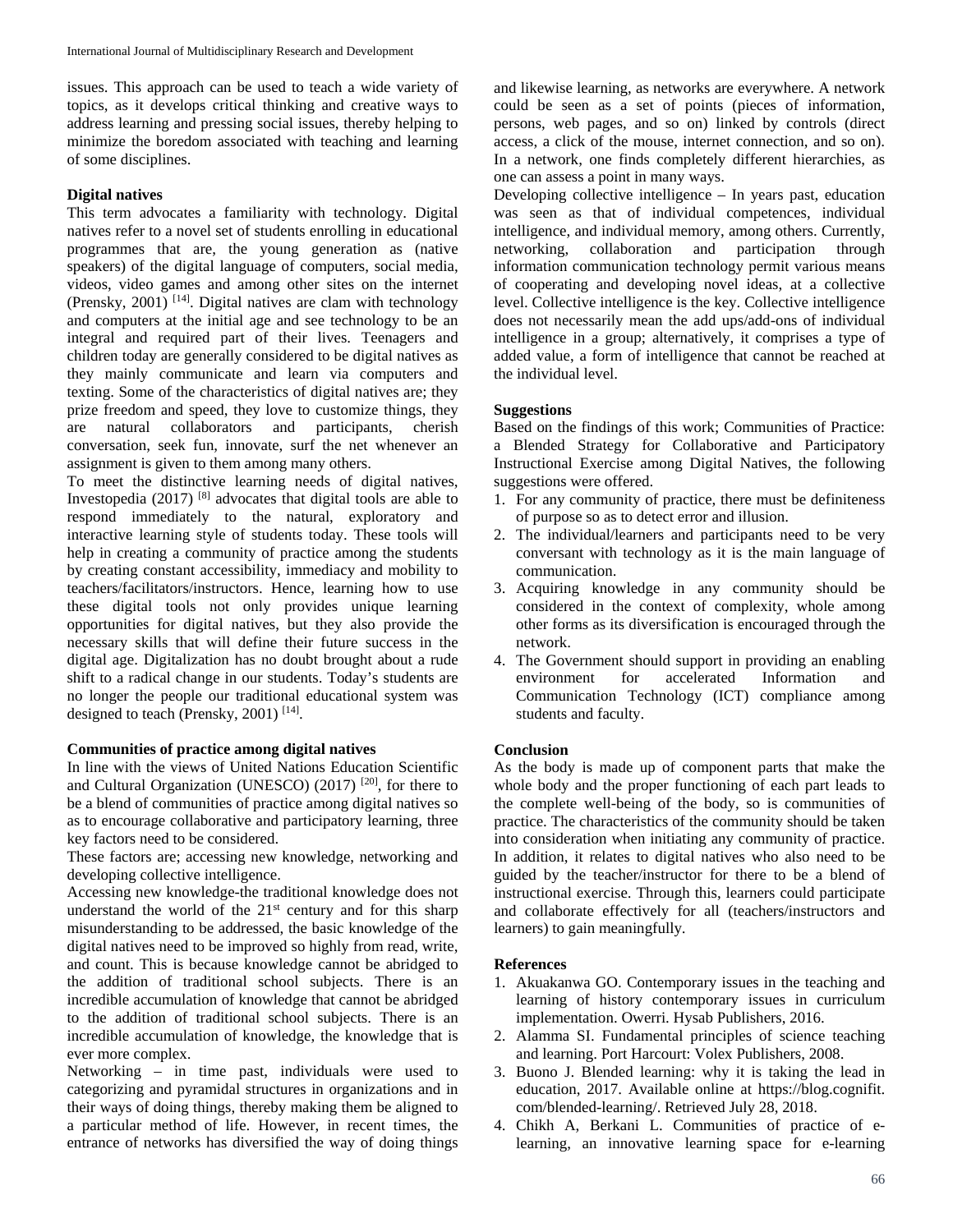issues. This approach can be used to teach a wide variety of topics, as it develops critical thinking and creative ways to address learning and pressing social issues, thereby helping to minimize the boredom associated with teaching and learning of some disciplines.

**Digital natives**

This term advocates a familiarity with technology. Digital natives refer to a novel set of students enrolling in educational programmes that are, the young generation as (native speakers) of the digital language of computers, social media, videos, video games and among other sites on the internet (Prensky, 2001) [14]. Digital natives are clam with technology and computers at the initial age and see technology to be an integral and required part of their lives. Teenagers and children today are generally considered to be digital natives as they mainly communicate and learn via computers and texting. Some of the characteristics of digital natives are; they prize freedom and speed, they love to customize things, they are natural collaborators and participants, cherish conversation, seek fun, innovate, surf the net whenever an assignment is given to them among many others.

To meet the distinctive learning needs of digital natives, Investopedia (2017) [8] advocates that digital tools are able to respond immediately to the natural, exploratory and interactive learning style of students today. These tools will help in creating a community of practice among the students by creating constant accessibility, immediacy and mobility to teachers/facilitators/instructors. Hence, learning how to use these digital tools not only provides unique learning opportunities for digital natives, but they also provide the necessary skills that will define their future success in the digital age. Digitalization has no doubt brought about a rude shift to a radical change in our students. Today's students are no longer the people our traditional educational system was designed to teach (Prensky, 2001) [14].

**Communities of practice among digital natives**

In line with the views of United Nations Education Scientific and Cultural Organization (UNESCO) (2017) [20], for there to be a blend of communities of practice among digital natives so as to encourage collaborative and participatory learning, three key factors need to be considered.

These factors are; accessing new knowledge, networking and developing collective intelligence.

Accessing new knowledge-the traditional knowledge does not understand the world of the 21st century and for this sharp misunderstanding to be addressed, the basic knowledge of the digital natives need to be improved so highly from read, write, and count. This is because knowledge cannot be abridged to the addition of traditional school subjects. There is an incredible accumulation of knowledge that cannot be abridged to the addition of traditional school subjects. There is an incredible accumulation of knowledge, the knowledge that is ever more complex.

Networking – in time past, individuals were used to categorizing and pyramidal structures in organizations and in their ways of doing things, thereby making them be aligned to a particular method of life. However, in recent times, the entrance of networks has diversified the way of doing things and likewise learning, as networks are everywhere. A network could be seen as a set of points (pieces of information, persons, web pages, and so on) linked by controls (direct access, a click of the mouse, internet connection, and so on). In a network, one finds completely different hierarchies, as one can assess a point in many ways.

Developing collective intelligence – In years past, education was seen as that of individual competences, individual intelligence, and individual memory, among others. Currently, networking, collaboration and participation through information communication technology permit various means of cooperating and developing novel ideas, at a collective level. Collective intelligence is the key. Collective intelligence does not necessarily mean the add ups/add-ons of individual intelligence in a group; alternatively, it comprises a type of added value, a form of intelligence that cannot be reached at the individual level.

**Suggestions**

Based on the findings of this work; Communities of Practice: a Blended Strategy for Collaborative and Participatory Instructional Exercise among Digital Natives, the following suggestions were offered.

1. For any community of practice, there must be definiteness of purpose so as to detect error and illusion.
2. The individual/learners and participants need to be very conversant with technology as it is the main language of communication.
3. Acquiring knowledge in any community should be considered in the context of complexity, whole among other forms as its diversification is encouraged through the network.
4. The Government should support in providing an enabling environment for accelerated Information and Communication Technology (ICT) compliance among students and faculty.

**Conclusion**

As the body is made up of component parts that make the whole body and the proper functioning of each part leads to the complete well-being of the body, so is communities of practice. The characteristics of the community should be taken into consideration when initiating any community of practice. In addition, it relates to digital natives who also need to be guided by the teacher/instructor for there to be a blend of instructional exercise. Through this, learners could participate and collaborate effectively for all (teachers/instructors and learners) to gain meaningfully.

**References**

1. Akuakanwa GO. Contemporary issues in the teaching and learning of history contemporary issues in curriculum implementation. Owerri. Hysab Publishers, 2016.
2. Alamma SI. Fundamental principles of science teaching and learning. Port Harcourt: Volex Publishers, 2008.
3. Buono J. Blended learning: why it is taking the lead in education, 2017. Available online at https://blog.cognifit.com/blended-learning/. Retrieved July 28, 2018.
4. Chikh A, Berkani L. Communities of practice of e-learning, an innovative learning space for e-learning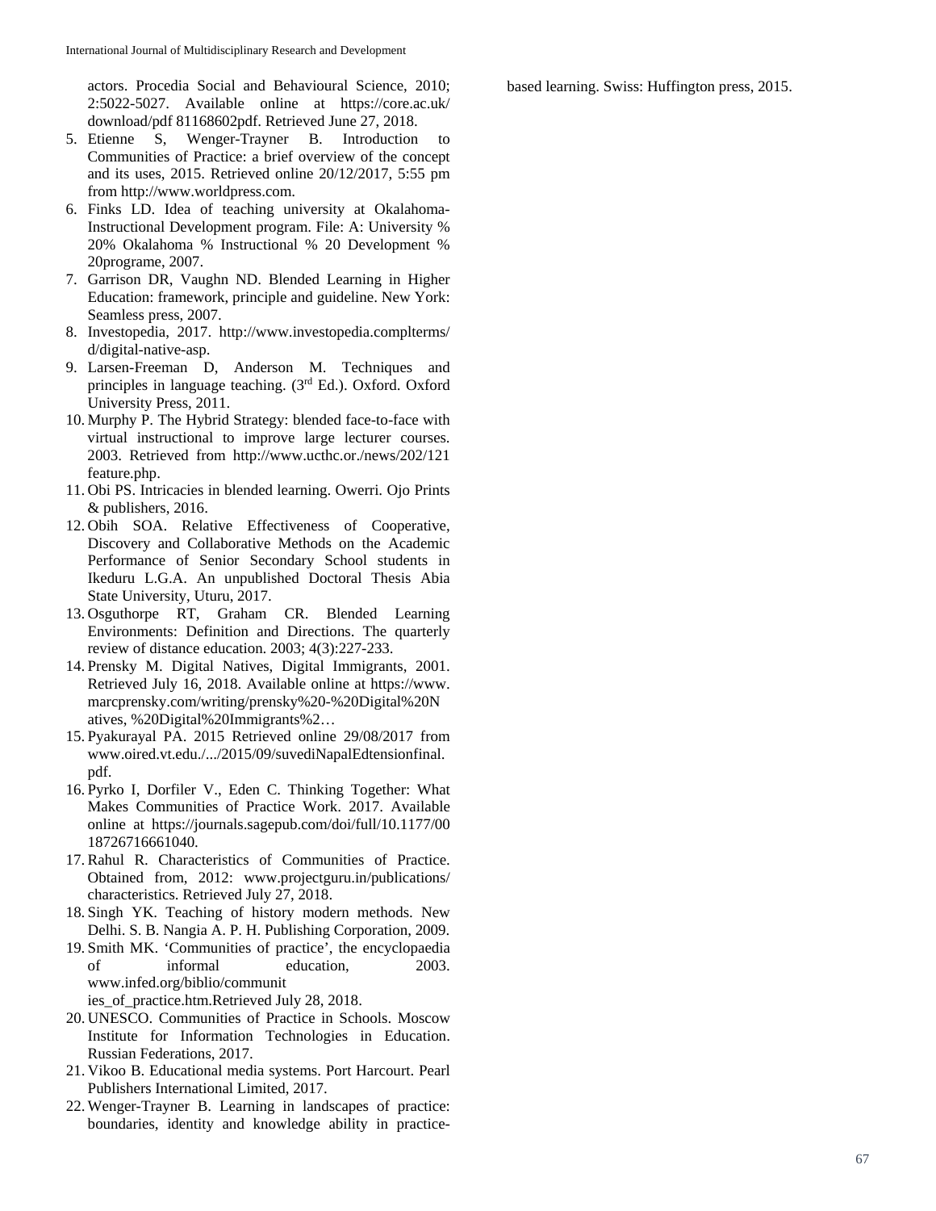actors. Procedia Social and Behavioural Science, 2010; 2:5022-5027. Available online at https://core.ac.uk/download/pdf 81168602pdf. Retrieved June 27, 2018.

5. Etienne S, Wenger-Trayner B. Introduction to Communities of Practice: a brief overview of the concept and its uses, 2015. Retrieved online 20/12/2017, 5:55 pm from http://www.worldpress.com.
6. Finks LD. Idea of teaching university at Okalahoma-Instructional Development program. File: A: University % 20% Okalahoma % Instructional % 20 Development % 20programe, 2007.
7. Garrison DR, Vaughn ND. Blended Learning in Higher Education: framework, principle and guideline. New York: Seamless press, 2007.
8. Investopedia, 2017. http://www.investopedia.complterms/d/digital-native-asp.
9. Larsen-Freeman D, Anderson M. Techniques and principles in language teaching. (3rd Ed.). Oxford. Oxford University Press, 2011.
10. Murphy P. The Hybrid Strategy: blended face-to-face with virtual instructional to improve large lecturer courses. 2003. Retrieved from http://www.ucthc.or./news/202/121 feature.php.
11. Obi PS. Intricacies in blended learning. Owerri. Ojo Prints & publishers, 2016.
12. Obih SOA. Relative Effectiveness of Cooperative, Discovery and Collaborative Methods on the Academic Performance of Senior Secondary School students in Ikeduru L.G.A. An unpublished Doctoral Thesis Abia State University, Uturu, 2017.
13. Osguthorpe RT, Graham CR. Blended Learning Environments: Definition and Directions. The quarterly review of distance education. 2003; 4(3):227-233.
14. Prensky M. Digital Natives, Digital Immigrants, 2001. Retrieved July 16, 2018. Available online at https://www.marcprensky.com/writing/prensky%20-%20Digital%20Natives, %20Digital%20Immigrants%2…
15. Pyakurayal PA. 2015 Retrieved online 29/08/2017 from www.oired.vt.edu./.../2015/09/suvediNapalEdtensionfinal.pdf.
16. Pyrko I, Dorfiler V., Eden C. Thinking Together: What Makes Communities of Practice Work. 2017. Available online at https://journals.sagepub.com/doi/full/10.1177/0018726716661040.
17. Rahul R. Characteristics of Communities of Practice. Obtained from, 2012: www.projectguru.in/publications/characteristics. Retrieved July 27, 2018.
18. Singh YK. Teaching of history modern methods. New Delhi. S. B. Nangia A. P. H. Publishing Corporation, 2009.
19. Smith MK. 'Communities of practice', the encyclopaedia of informal education, 2003. www.infed.org/biblio/communities_of_practice.htm.Retrieved July 28, 2018.
20. UNESCO. Communities of Practice in Schools. Moscow Institute for Information Technologies in Education. Russian Federations, 2017.
21. Vikoo B. Educational media systems. Port Harcourt. Pearl Publishers International Limited, 2017.
22. Wenger-Trayner B. Learning in landscapes of practice: boundaries, identity and knowledge ability in practice-based learning. Swiss: Huffington press, 2015.